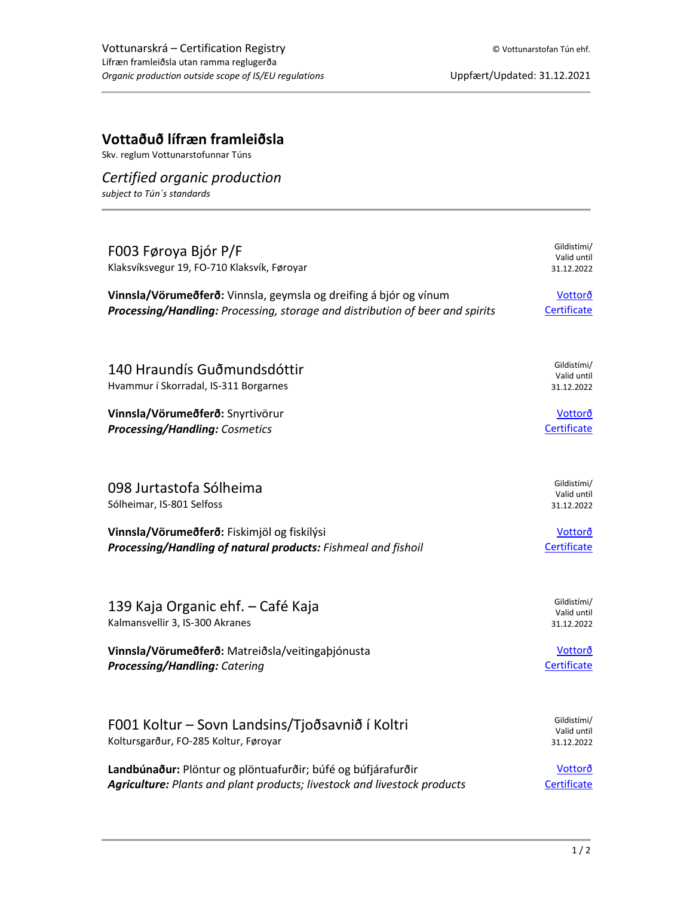Vottunarskrá – Certification Registry
Lífræn framleiðsla utan ramma reglugerða
*Organic production outside scope of IS/EU regulations*

© Vottunarstofan Tún ehf.

Uppfært/Updated: 31.12.2021

# Vottaður lífræn framleiðsla

Skv. reglum Vottunarstofunnar Túns

## *Certified organic production*

*subject to Tún´s standards*

---

### F003 Føroya Bjór P/F

Klaksvíksvegur 19, FO-710 Klaksvík, Føroyar

Gildistími/ Valid until 31.12.2022

**Vinnsla/Vörumeðferð:** Vinnsla, geymsla og dreifing á bjór og vínum
***Processing/Handling:*** *Processing, storage and distribution of beer and spirits*

Vottorð
Certificate

### 140 Hraundís Guðmundsdóttir

Hvammur í Skorradal, IS-311 Borgarnes

Gildistími/ Valid until 31.12.2022

**Vinnsla/Vörumeðferð:** Snyrtivörur
***Processing/Handling:*** *Cosmetics*

Vottorð
Certificate

### 098 Jurtastofa Sólheima

Sólheimar, IS-801 Selfoss

Gildistími/ Valid until 31.12.2022

**Vinnsla/Vörumeðferð:** Fiskimjöl og fiskilýsi
***Processing/Handling of natural products:*** *Fishmeal and fishoil*

Vottorð
Certificate

### 139 Kaja Organic ehf. – Café Kaja

Kalmansvellir 3, IS-300 Akranes

Gildistími/ Valid until 31.12.2022

**Vinnsla/Vörumeðferð:** Matreiðsla/veitingaþjónusta
***Processing/Handling:*** *Catering*

Vottorð
Certificate

### F001 Koltur – Sovn Landsins/Tjoðsavnið í Koltri

Koltursgarður, FO-285 Koltur, Føroyar

Gildistími/ Valid until 31.12.2022

**Landbúnaður:** Plöntur og plöntuafurðir; búfé og búfjárafurðir
***Agriculture:*** *Plants and plant products; livestock and livestock products*

Vottorð
Certificate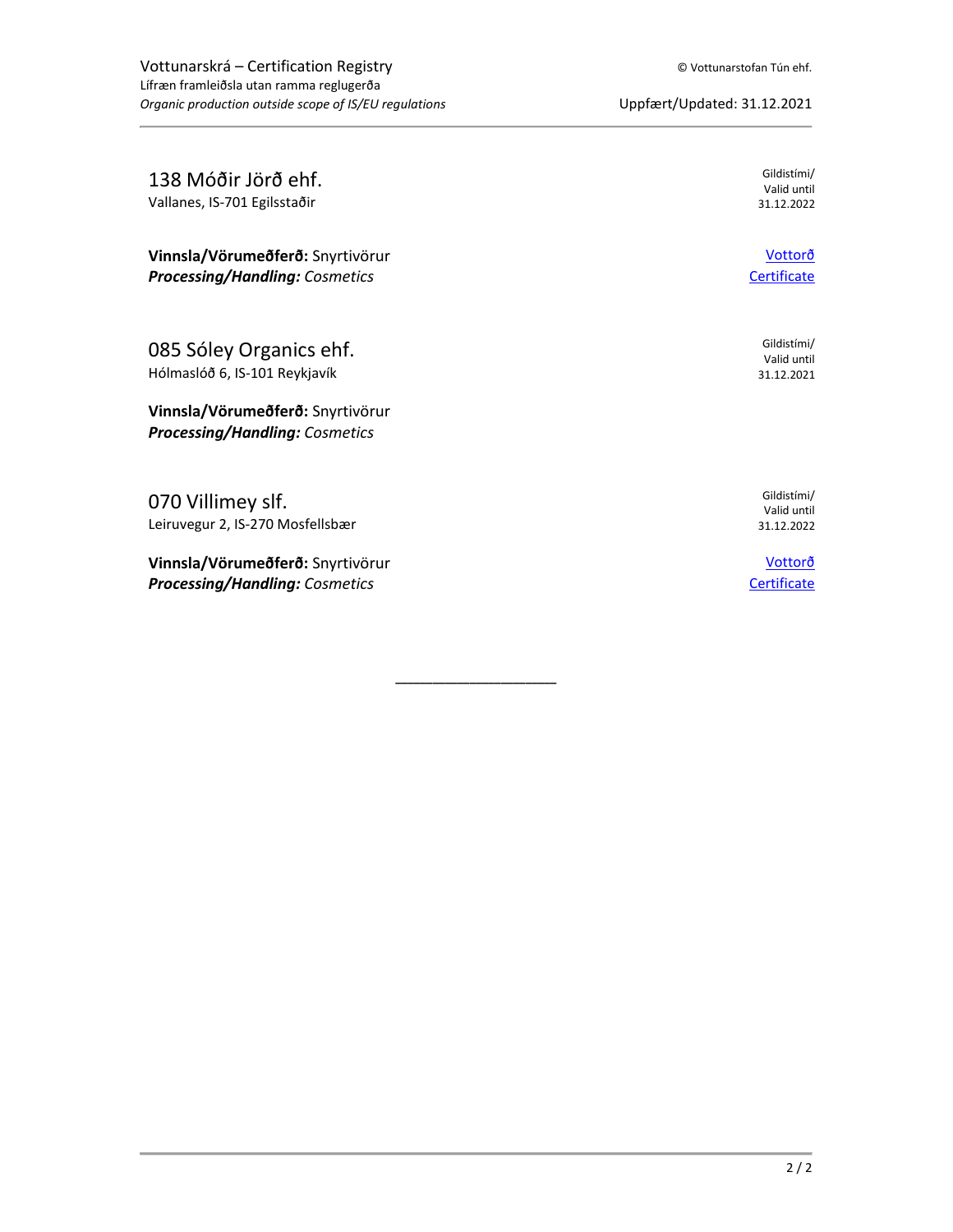## 138 Móðir Jörð ehf.

Vallanes, IS-701 Egilsstaðir

Gildistími/
Valid until
31.12.2022

**Vinnsla/Vörumeðferð:** Snyrtivörur
***Processing/Handling:*** *Cosmetics*

Vottorð
Certificate

## 085 Sóley Organics ehf.

Hólmaslóð 6, IS-101 Reykjavík

Gildistími/
Valid until
31.12.2021

**Vinnsla/Vörumeðferð:** Snyrtivörur
***Processing/Handling:*** *Cosmetics*

## 070 Villimey slf.

Leiruvegur 2, IS-270 Mosfellsbær

Gildistími/
Valid until
31.12.2022

**Vinnsla/Vörumeðferð:** Snyrtivörur
***Processing/Handling:*** *Cosmetics*

Vottorð
Certificate

---